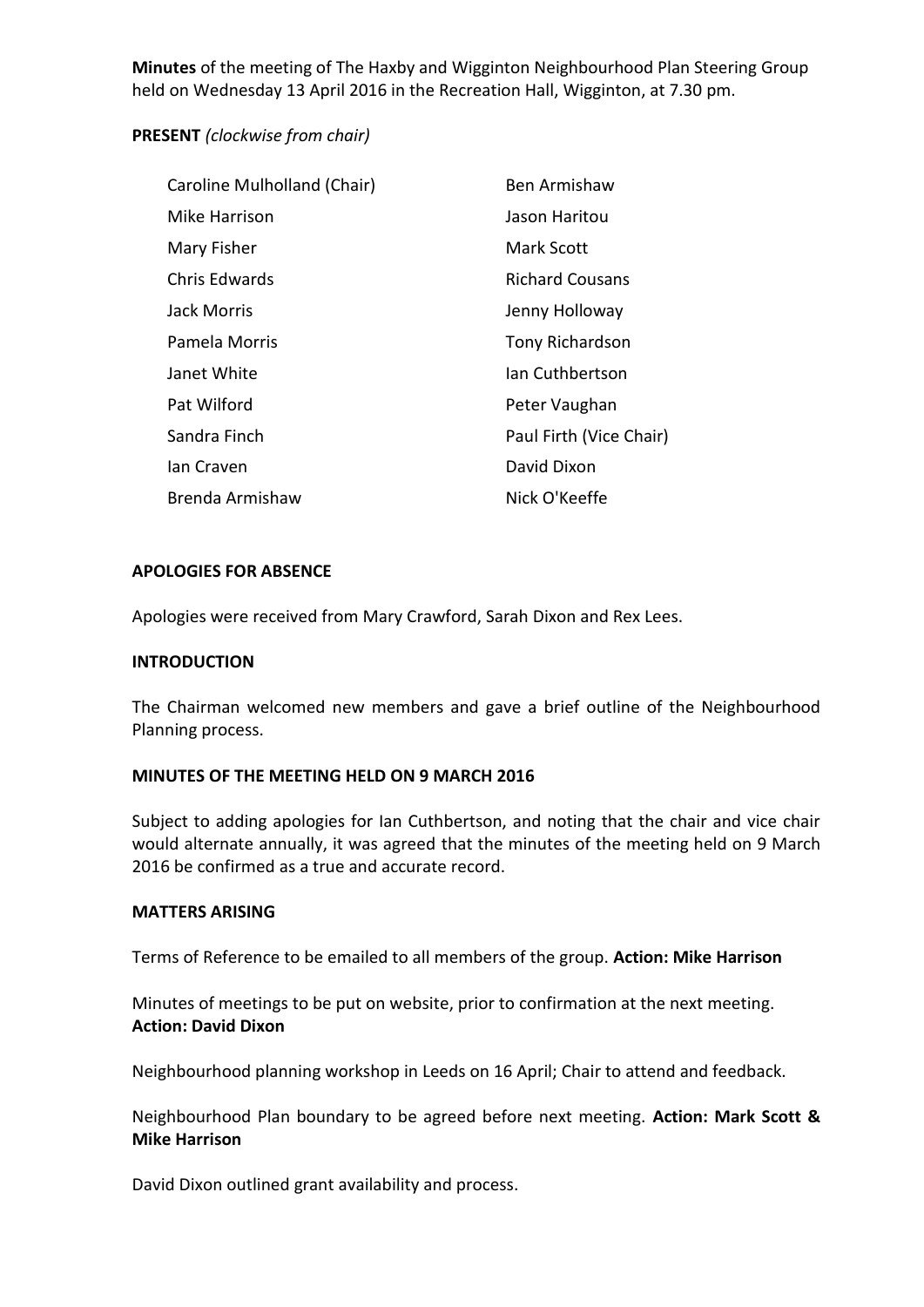**Minutes** of the meeting of The Haxby and Wigginton Neighbourhood Plan Steering Group held on Wednesday 13 April 2016 in the Recreation Hall, Wigginton, at 7.30 pm.

**PRESENT** *(clockwise from chair)*

| | |
|---|---|
| Caroline Mulholland (Chair) | Ben Armishaw |
| Mike Harrison | Jason Haritou |
| Mary Fisher | Mark Scott |
| Chris Edwards | Richard Cousans |
| Jack Morris | Jenny Holloway |
| Pamela Morris | Tony Richardson |
| Janet White | Ian Cuthbertson |
| Pat Wilford | Peter Vaughan |
| Sandra Finch | Paul Firth (Vice Chair) |
| Ian Craven | David Dixon |
| Brenda Armishaw | Nick O'Keeffe |

**APOLOGIES FOR ABSENCE**

Apologies were received from Mary Crawford, Sarah Dixon and Rex Lees.

**INTRODUCTION**

The Chairman welcomed new members and gave a brief outline of the Neighbourhood Planning process.

**MINUTES OF THE MEETING HELD ON 9 MARCH 2016**

Subject to adding apologies for Ian Cuthbertson, and noting that the chair and vice chair would alternate annually, it was agreed that the minutes of the meeting held on 9 March 2016 be confirmed as a true and accurate record.

**MATTERS ARISING**

Terms of Reference to be emailed to all members of the group. **Action: Mike Harrison**

Minutes of meetings to be put on website, prior to confirmation at the next meeting.
**Action: David Dixon**

Neighbourhood planning workshop in Leeds on 16 April; Chair to attend and feedback.

Neighbourhood Plan boundary to be agreed before next meeting. **Action: Mark Scott & Mike Harrison**

David Dixon outlined grant availability and process.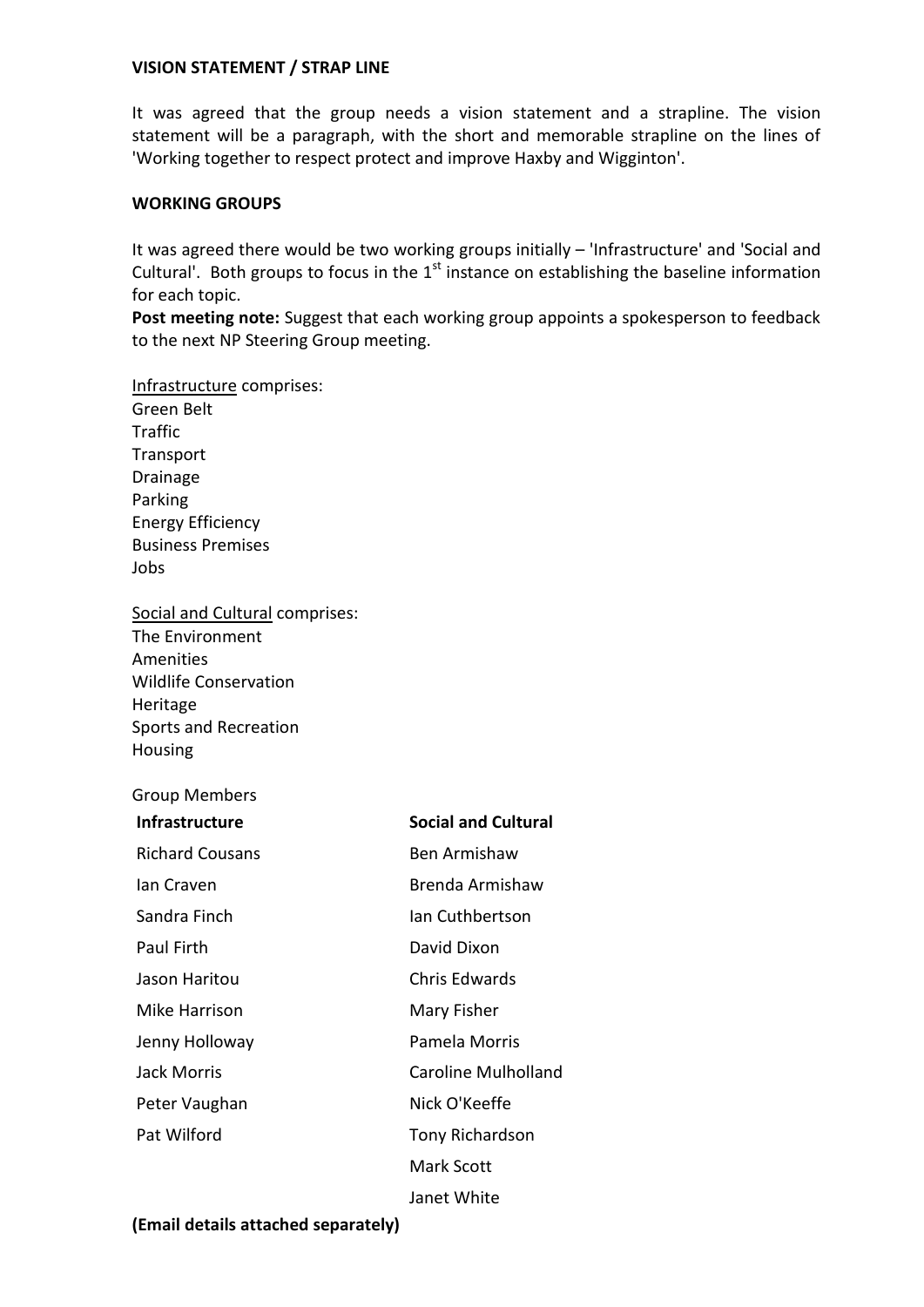**VISION STATEMENT / STRAP LINE**

It was agreed that the group needs a vision statement and a strapline. The vision statement will be a paragraph, with the short and memorable strapline on the lines of 'Working together to respect protect and improve Haxby and Wigginton'.

**WORKING GROUPS**

It was agreed there would be two working groups initially – 'Infrastructure' and 'Social and Cultural'. Both groups to focus in the 1st instance on establishing the baseline information for each topic.
**Post meeting note:** Suggest that each working group appoints a spokesperson to feedback to the next NP Steering Group meeting.

<u>Infrastructure</u> comprises:
Green Belt
Traffic
Transport
Drainage
Parking
Energy Efficiency
Business Premises
Jobs

<u>Social and Cultural</u> comprises:
The Environment
Amenities
Wildlife Conservation
Heritage
Sports and Recreation
Housing

Group Members

| **Infrastructure** | **Social and Cultural** |
|---|---|
| Richard Cousans | Ben Armishaw |
| Ian Craven | Brenda Armishaw |
| Sandra Finch | Ian Cuthbertson |
| Paul Firth | David Dixon |
| Jason Haritou | Chris Edwards |
| Mike Harrison | Mary Fisher |
| Jenny Holloway | Pamela Morris |
| Jack Morris | Caroline Mulholland |
| Peter Vaughan | Nick O'Keeffe |
| Pat Wilford | Tony Richardson |
| | Mark Scott |
| | Janet White |

**(Email details attached separately)**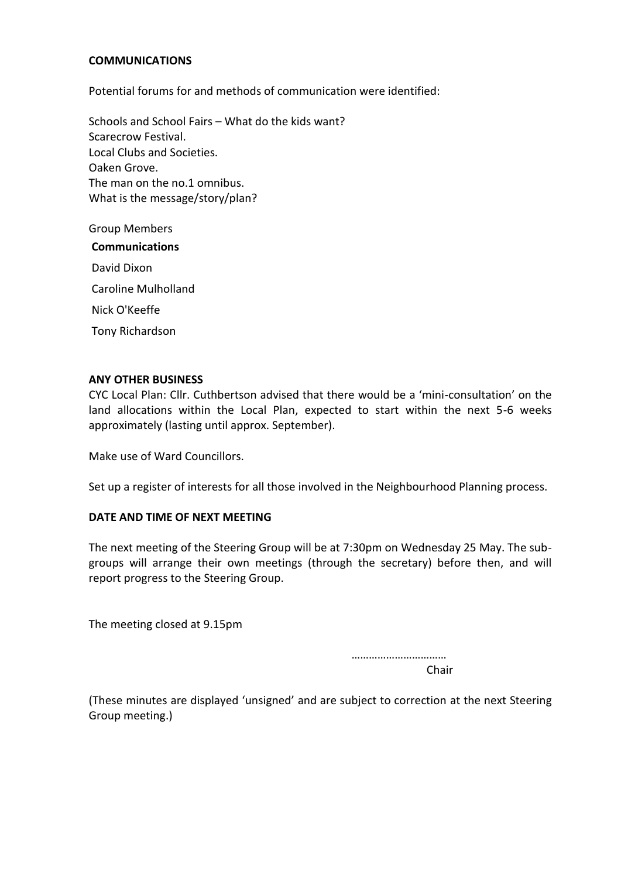**COMMUNICATIONS**

Potential forums for and methods of communication were identified:

Schools and School Fairs – What do the kids want?
Scarecrow Festival.
Local Clubs and Societies.
Oaken Grove.
The man on the no.1 omnibus.
What is the message/story/plan?

Group Members

**Communications**

David Dixon

Caroline Mulholland

Nick O'Keeffe

Tony Richardson

**ANY OTHER BUSINESS**

CYC Local Plan: Cllr. Cuthbertson advised that there would be a 'mini-consultation' on the land allocations within the Local Plan, expected to start within the next 5-6 weeks approximately (lasting until approx. September).

Make use of Ward Councillors.

Set up a register of interests for all those involved in the Neighbourhood Planning process.

**DATE AND TIME OF NEXT MEETING**

The next meeting of the Steering Group will be at 7:30pm on Wednesday 25 May. The sub-groups will arrange their own meetings (through the secretary) before then, and will report progress to the Steering Group.

The meeting closed at 9.15pm

……………………………
Chair

(These minutes are displayed 'unsigned' and are subject to correction at the next Steering Group meeting.)